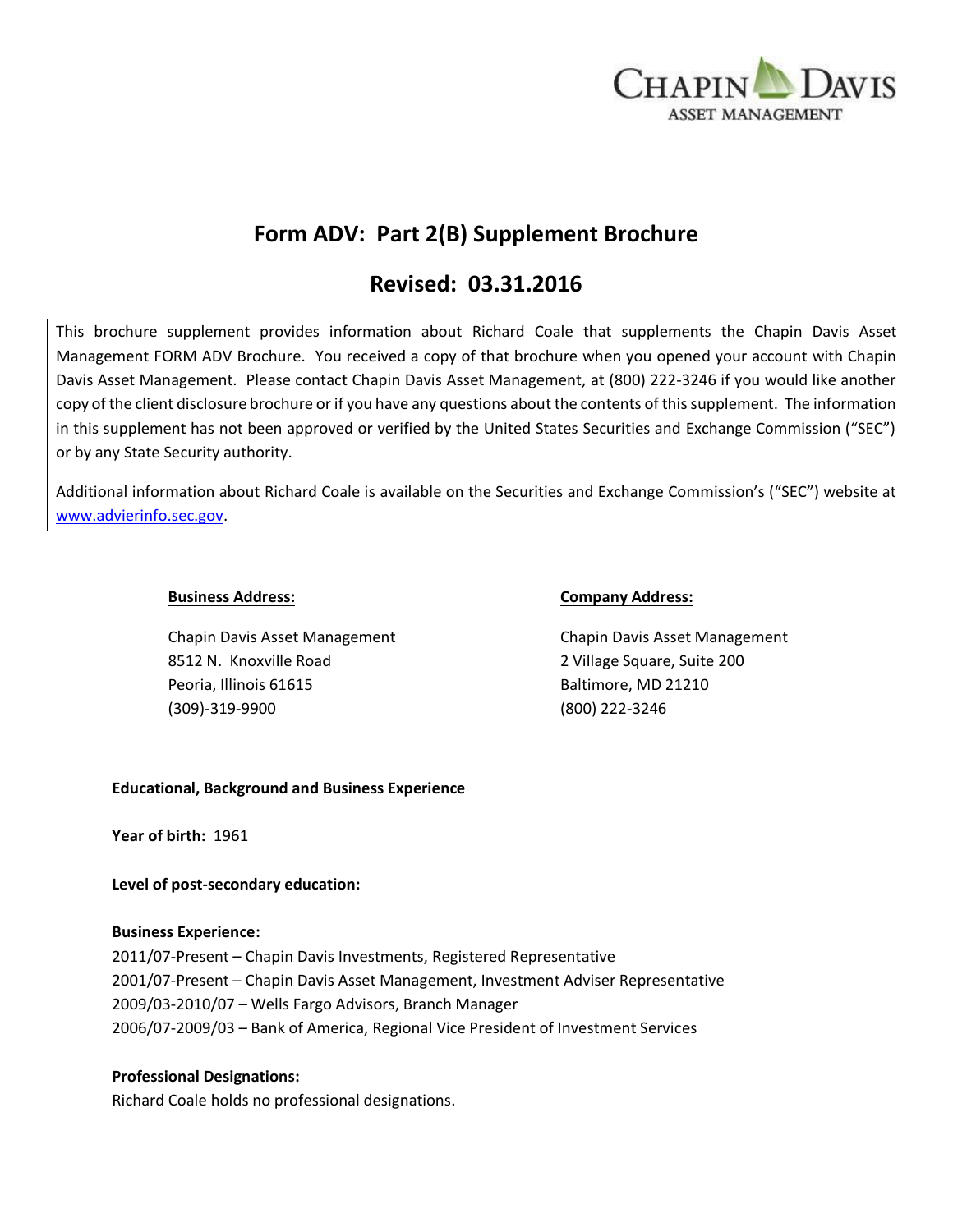CHAPIN DAVIS
ASSET MANAGEMENT

# Form ADV: Part 2(B) Supplement Brochure

## Revised: 03.31.2016

This brochure supplement provides information about Richard Coale that supplements the Chapin Davis Asset Management FORM ADV Brochure. You received a copy of that brochure when you opened your account with Chapin Davis Asset Management. Please contact Chapin Davis Asset Management, at (800) 222-3246 if you would like another copy of the client disclosure brochure or if you have any questions about the contents of this supplement. The information in this supplement has not been approved or verified by the United States Securities and Exchange Commission ("SEC") or by any State Security authority.

Additional information about Richard Coale is available on the Securities and Exchange Commission's ("SEC") website at www.advierinfo.sec.gov.

**Business Address:**

Chapin Davis Asset Management
8512 N. Knoxville Road
Peoria, Illinois 61615
(309)-319-9900

**Company Address:**

Chapin Davis Asset Management
2 Village Square, Suite 200
Baltimore, MD 21210
(800) 222-3246

**Educational, Background and Business Experience**

**Year of birth:** 1961

**Level of post-secondary education:**

**Business Experience:**
2011/07-Present – Chapin Davis Investments, Registered Representative
2001/07-Present – Chapin Davis Asset Management, Investment Adviser Representative
2009/03-2010/07 – Wells Fargo Advisors, Branch Manager
2006/07-2009/03 – Bank of America, Regional Vice President of Investment Services

**Professional Designations:**
Richard Coale holds no professional designations.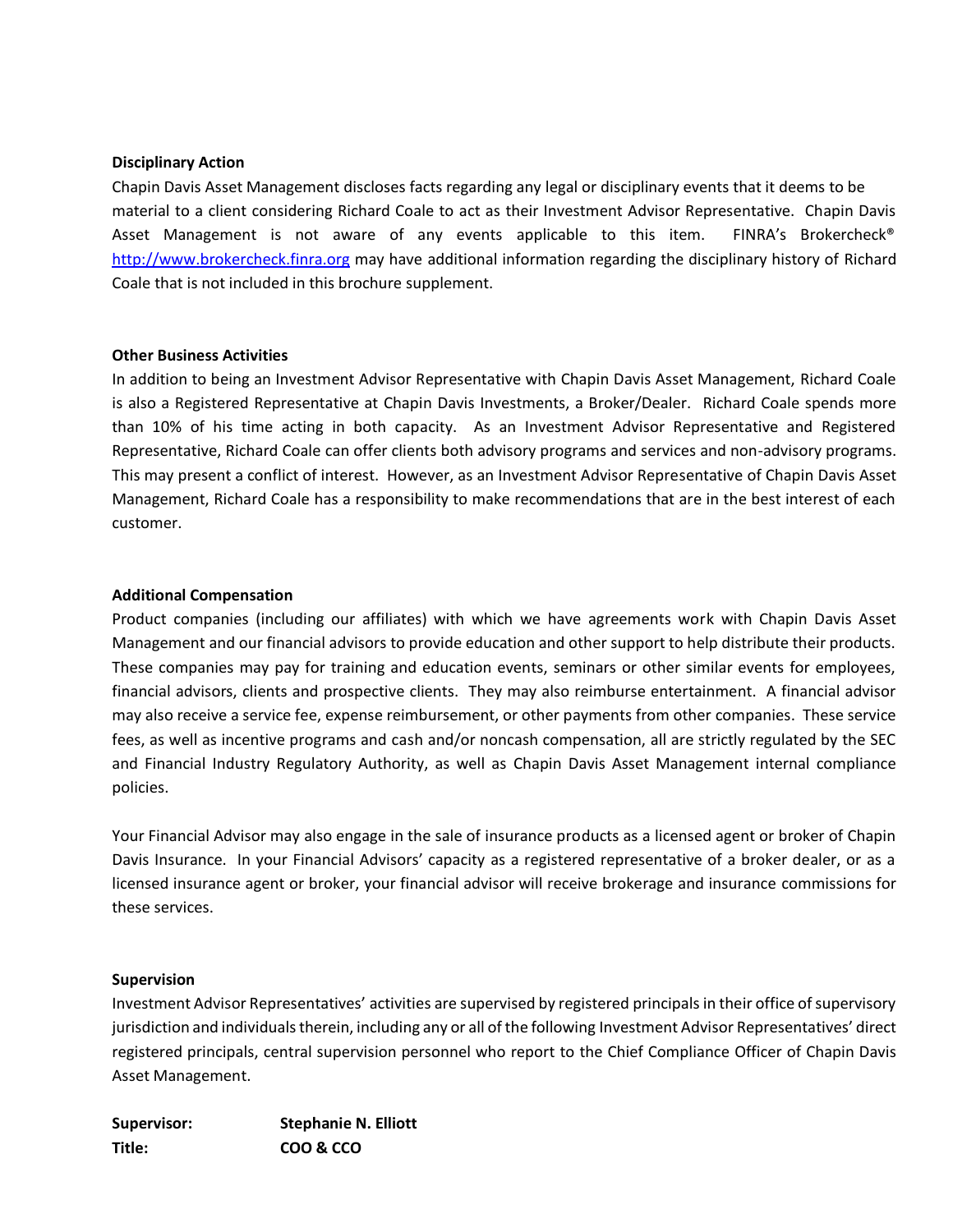**Disciplinary Action**

Chapin Davis Asset Management discloses facts regarding any legal or disciplinary events that it deems to be material to a client considering Richard Coale to act as their Investment Advisor Representative. Chapin Davis Asset Management is not aware of any events applicable to this item. FINRA's Brokercheck® http://www.brokercheck.finra.org may have additional information regarding the disciplinary history of Richard Coale that is not included in this brochure supplement.

**Other Business Activities**

In addition to being an Investment Advisor Representative with Chapin Davis Asset Management, Richard Coale is also a Registered Representative at Chapin Davis Investments, a Broker/Dealer. Richard Coale spends more than 10% of his time acting in both capacity. As an Investment Advisor Representative and Registered Representative, Richard Coale can offer clients both advisory programs and services and non-advisory programs. This may present a conflict of interest. However, as an Investment Advisor Representative of Chapin Davis Asset Management, Richard Coale has a responsibility to make recommendations that are in the best interest of each customer.

**Additional Compensation**

Product companies (including our affiliates) with which we have agreements work with Chapin Davis Asset Management and our financial advisors to provide education and other support to help distribute their products. These companies may pay for training and education events, seminars or other similar events for employees, financial advisors, clients and prospective clients. They may also reimburse entertainment. A financial advisor may also receive a service fee, expense reimbursement, or other payments from other companies. These service fees, as well as incentive programs and cash and/or noncash compensation, all are strictly regulated by the SEC and Financial Industry Regulatory Authority, as well as Chapin Davis Asset Management internal compliance policies.

Your Financial Advisor may also engage in the sale of insurance products as a licensed agent or broker of Chapin Davis Insurance. In your Financial Advisors' capacity as a registered representative of a broker dealer, or as a licensed insurance agent or broker, your financial advisor will receive brokerage and insurance commissions for these services.

**Supervision**

Investment Advisor Representatives' activities are supervised by registered principals in their office of supervisory jurisdiction and individuals therein, including any or all of the following Investment Advisor Representatives' direct registered principals, central supervision personnel who report to the Chief Compliance Officer of Chapin Davis Asset Management.

**Supervisor:** **Stephanie N. Elliott**
**Title:** **COO & CCO**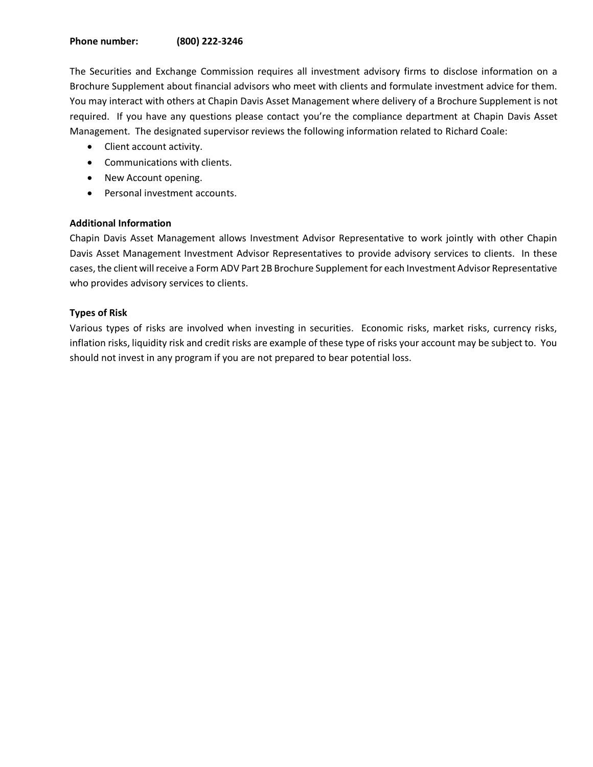**Phone number:** **(800) 222-3246**

The Securities and Exchange Commission requires all investment advisory firms to disclose information on a Brochure Supplement about financial advisors who meet with clients and formulate investment advice for them. You may interact with others at Chapin Davis Asset Management where delivery of a Brochure Supplement is not required. If you have any questions please contact you're the compliance department at Chapin Davis Asset Management. The designated supervisor reviews the following information related to Richard Coale:

- Client account activity.
- Communications with clients.
- New Account opening.
- Personal investment accounts.

**Additional Information**

Chapin Davis Asset Management allows Investment Advisor Representative to work jointly with other Chapin Davis Asset Management Investment Advisor Representatives to provide advisory services to clients. In these cases, the client will receive a Form ADV Part 2B Brochure Supplement for each Investment Advisor Representative who provides advisory services to clients.

**Types of Risk**

Various types of risks are involved when investing in securities. Economic risks, market risks, currency risks, inflation risks, liquidity risk and credit risks are example of these type of risks your account may be subject to. You should not invest in any program if you are not prepared to bear potential loss.